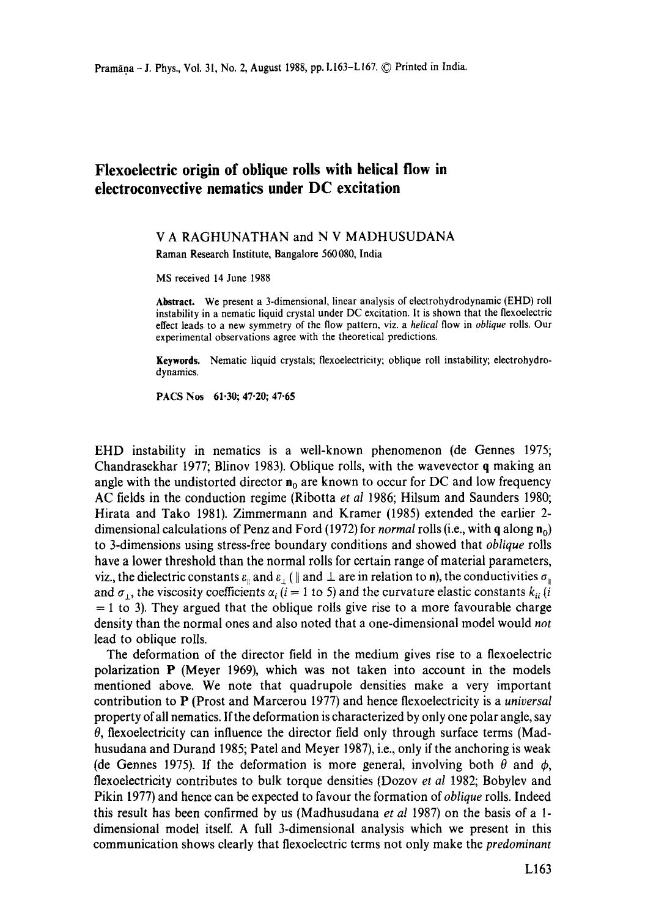# Flexoelectric origin of oblique rolls with helical flow in electroconvective nematics under DC excitation

V A RAGHUNATHAN and N V MADHUSUDANA

Raman Research Institute, Bangalore 560080, India

MS received 14 June 1988

**Abstract.** We present a 3-dimensional, linear analysis of electrohydrodynamic (EHD) roll instability in a nematic liquid crystal under DC excitation. It is shown that the flexoelectric effect leads to a new symmetry of the flow pattern, viz. a *helical* flow in *oblique* rolls. Our experimental observations agree with the theoretical predictions.

**Keywords.** Nematic liquid crystals; flexoelectricity; oblique roll instability; electrohydrodynamics.

**PACS Nos** 61·30; 47·20; 47·65

EHD instability in nematics is a well-known phenomenon (de Gennes 1975; Chandrasekhar 1977; Blinov 1983). Oblique rolls, with the wavevector $\mathbf{q}$ making an angle with the undistorted director $\mathbf{n}_0$ are known to occur for DC and low frequency AC fields in the conduction regime (Ribotta *et al* 1986; Hilsum and Saunders 1980; Hirata and Tako 1981). Zimmermann and Kramer (1985) extended the earlier 2-dimensional calculations of Penz and Ford (1972) for *normal* rolls (i.e., with $\mathbf{q}$ along $\mathbf{n}_0$) to 3-dimensions using stress-free boundary conditions and showed that *oblique* rolls have a lower threshold than the normal rolls for certain range of material parameters, viz., the dielectric constants $\varepsilon_\parallel$ and $\varepsilon_\perp$ ($\parallel$ and $\perp$ are in relation to $\mathbf{n}$), the conductivities $\sigma_\parallel$ and $\sigma_\perp$, the viscosity coefficients $\alpha_i$ ($i = 1$ to 5) and the curvature elastic constants $k_{ii}$ ($i = 1$ to 3). They argued that the oblique rolls give rise to a more favourable charge density than the normal ones and also noted that a one-dimensional model would *not* lead to oblique rolls.

The deformation of the director field in the medium gives rise to a flexoelectric polarization $\mathbf{P}$ (Meyer 1969), which was not taken into account in the models mentioned above. We note that quadrupole densities make a very important contribution to $\mathbf{P}$ (Prost and Marcerou 1977) and hence flexoelectricity is a *universal* property of all nematics. If the deformation is characterized by only one polar angle, say $\theta$, flexoelectricity can influence the director field only through surface terms (Madhusudana and Durand 1985; Patel and Meyer 1987), i.e., only if the anchoring is weak (de Gennes 1975). If the deformation is more general, involving both $\theta$ and $\phi$, flexoelectricity contributes to bulk torque densities (Dozov *et al* 1982; Bobylev and Pikin 1977) and hence can be expected to favour the formation of *oblique* rolls. Indeed this result has been confirmed by us (Madhusudana *et al* 1987) on the basis of a 1-dimensional model itself. A full 3-dimensional analysis which we present in this communication shows clearly that flexoelectric terms not only make the *predominant*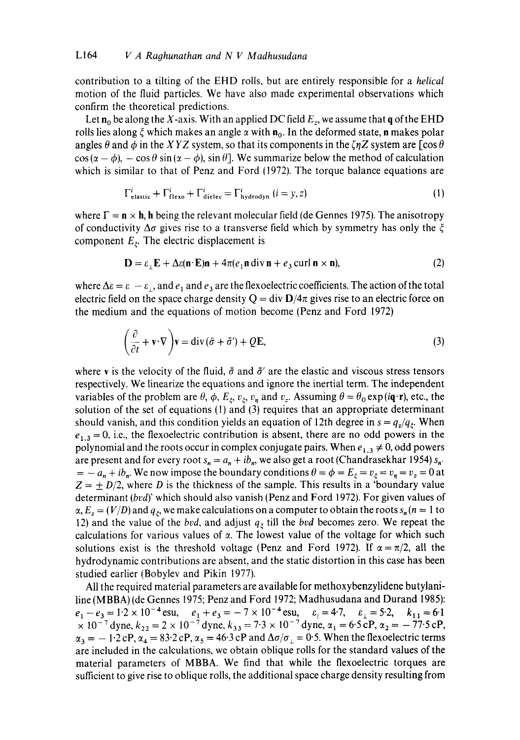contribution to a tilting of the EHD rolls, but are entirely responsible for a *helical* motion of the fluid particles. We have also made experimental observations which confirm the theoretical predictions.

Let $\mathbf{n}_0$ be along the $X$-axis. With an applied DC field $E_z$, we assume that $\mathbf{q}$ of the EHD rolls lies along $\xi$ which makes an angle $\alpha$ with $\mathbf{n}_0$. In the deformed state, $\mathbf{n}$ makes polar angles $\theta$ and $\phi$ in the $XYZ$ system, so that its components in the $\xi\eta Z$ system are $[\cos\theta \cos(\alpha - \phi), -\cos\theta \sin(\alpha - \phi), \sin\theta]$. We summarize below the method of calculation which is similar to that of Penz and Ford (1972). The torque balance equations are

$$\Gamma^i_{\text{elastic}} + \Gamma^i_{\text{flexo}} + \Gamma^i_{\text{dielec}} = \Gamma^i_{\text{hydrodyn}} \; (i = y, z) \tag{1}$$

where $\Gamma = \mathbf{n} \times \mathbf{h}$, $\mathbf{h}$ being the relevant molecular field (de Gennes 1975). The anisotropy of conductivity $\Delta\sigma$ gives rise to a transverse field which by symmetry has only the $\xi$ component $E_\xi$. The electric displacement is

$$\mathbf{D} = \varepsilon_\perp \mathbf{E} + \Delta\varepsilon(\mathbf{n}\cdot\mathbf{E})\mathbf{n} + 4\pi(e_1 \mathbf{n} \operatorname{div} \mathbf{n} + e_3 \operatorname{curl} \mathbf{n} \times \mathbf{n}), \tag{2}$$

where $\Delta\varepsilon = \varepsilon - \varepsilon_\perp$, and $e_1$ and $e_3$ are the flexoelectric coefficients. The action of the total electric field on the space charge density $Q = \operatorname{div} \mathbf{D}/4\pi$ gives rise to an electric force on the medium and the equations of motion become (Penz and Ford 1972)

$$\left(\frac{\partial}{\partial t} + \mathbf{v}\cdot\nabla\right)\mathbf{v} = \operatorname{div}(\bar{\bar{\sigma}} + \bar{\bar{\sigma}}') + Q\mathbf{E}, \tag{3}$$

where $\mathbf{v}$ is the velocity of the fluid, $\bar{\bar{\sigma}}$ and $\bar{\bar{\sigma}}'$ are the elastic and viscous stress tensors respectively. We linearize the equations and ignore the inertial term. The independent variables of the problem are $\theta$, $\phi$, $E_\xi$, $v_\xi$, $v_\eta$ and $v_z$. Assuming $\theta = \theta_0 \exp(i\mathbf{q}\cdot\mathbf{r})$, etc., the solution of the set of equations (1) and (3) requires that an appropriate determinant should vanish, and this condition yields an equation of 12th degree in $s = q_z/q_\xi$. When $e_{1,3} = 0$, i.e., the flexoelectric contribution is absent, there are no odd powers in the polynomial and the roots occur in complex conjugate pairs. When $e_{1,3} \neq 0$, odd powers are present and for every root $s_n = a_n + ib_n$, we also get a root (Chandrasekhar 1954) $s_{n'} = -a_n + ib_n$. We now impose the boundary conditions $\theta = \phi = E_\xi = v_\xi = v_\eta = v_z = 0$ at $Z = \pm D/2$, where $D$ is the thickness of the sample. This results in a 'boundary value determinant (*bvd*)' which should also vanish (Penz and Ford 1972). For given values of $\alpha$, $E_z = (V/D)$ and $q_\xi$, we make calculations on a computer to obtain the roots $s_n$ ($n = 1$ to 12) and the value of the *bvd*, and adjust $q_\xi$ till the *bvd* becomes zero. We repeat the calculations for various values of $\alpha$. The lowest value of the voltage for which such solutions exist is the threshold voltage (Penz and Ford 1972). If $\alpha = \pi/2$, all the hydrodynamic contributions are absent, and the static distortion in this case has been studied earlier (Bobylev and Pikin 1977).

All the required material parameters are available for methoxybenzylidene butylaniline (MBBA) (de Gennes 1975; Penz and Ford 1972; Madhusudana and Durand 1985): $e_1 - e_3 = 1{\cdot}2 \times 10^{-4}$ esu, $e_1 + e_3 = -7 \times 10^{-4}$ esu, $\varepsilon_\parallel = 4{\cdot}7$, $\varepsilon_\perp = 5{\cdot}2$, $k_{11} = 6{\cdot}1 \times 10^{-7}$ dyne, $k_{22} = 2 \times 10^{-7}$ dyne, $k_{33} = 7{\cdot}3 \times 10^{-7}$ dyne, $\alpha_1 = 6{\cdot}5$ cP, $\alpha_2 = -77{\cdot}5$ cP, $\alpha_3 = -1{\cdot}2$ cP, $\alpha_4 = 83{\cdot}2$ cP, $\alpha_5 = 46{\cdot}3$ cP and $\Delta\sigma/\sigma_\perp = 0{\cdot}5$. When the flexoelectric terms are included in the calculations, we obtain oblique rolls for the standard values of the material parameters of MBBA. We find that while the flexoelectric torques are sufficient to give rise to oblique rolls, the additional space charge density resulting from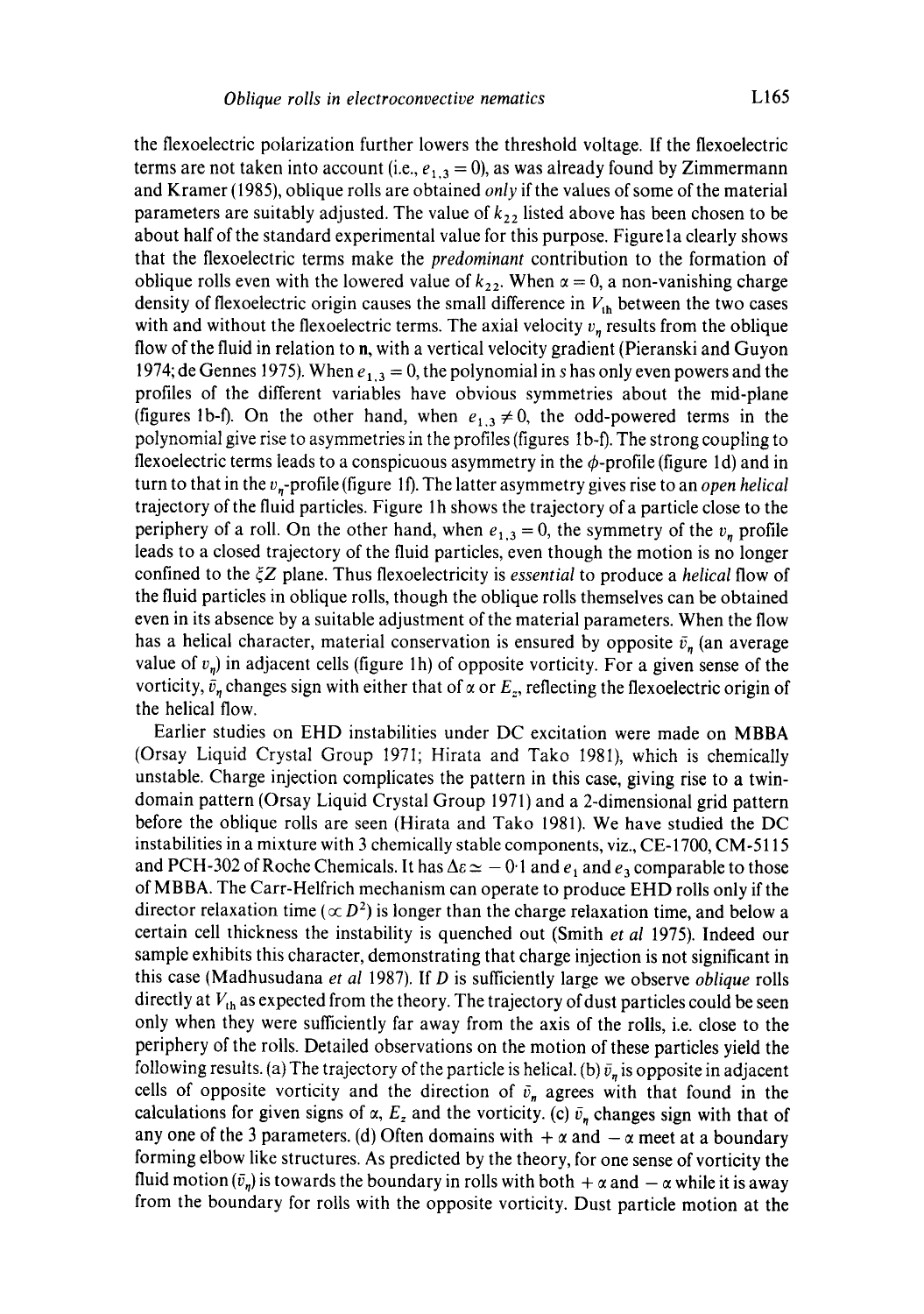the flexoelectric polarization further lowers the threshold voltage. If the flexoelectric terms are not taken into account (i.e., $e_{1,3} = 0$), as was already found by Zimmermann and Kramer (1985), oblique rolls are obtained *only* if the values of some of the material parameters are suitably adjusted. The value of $k_{22}$ listed above has been chosen to be about half of the standard experimental value for this purpose. Figure 1a clearly shows that the flexoelectric terms make the *predominant* contribution to the formation of oblique rolls even with the lowered value of $k_{22}$. When $\alpha = 0$, a non-vanishing charge density of flexoelectric origin causes the small difference in $V_{th}$ between the two cases with and without the flexoelectric terms. The axial velocity $v_\eta$ results from the oblique flow of the fluid in relation to **n**, with a vertical velocity gradient (Pieranski and Guyon 1974; de Gennes 1975). When $e_{1,3} = 0$, the polynomial in $s$ has only even powers and the profiles of the different variables have obvious symmetries about the mid-plane (figures 1b-f). On the other hand, when $e_{1,3} \neq 0$, the odd-powered terms in the polynomial give rise to asymmetries in the profiles (figures 1b-f). The strong coupling to flexoelectric terms leads to a conspicuous asymmetry in the $\phi$-profile (figure 1d) and in turn to that in the $v_\eta$-profile (figure 1f). The latter asymmetry gives rise to an *open helical* trajectory of the fluid particles. Figure 1h shows the trajectory of a particle close to the periphery of a roll. On the other hand, when $e_{1,3} = 0$, the symmetry of the $v_\eta$ profile leads to a closed trajectory of the fluid particles, even though the motion is no longer confined to the $\xi Z$ plane. Thus flexoelectricity is *essential* to produce a *helical* flow of the fluid particles in oblique rolls, though the oblique rolls themselves can be obtained even in its absence by a suitable adjustment of the material parameters. When the flow has a helical character, material conservation is ensured by opposite $\bar{v}_\eta$ (an average value of $v_\eta$) in adjacent cells (figure 1h) of opposite vorticity. For a given sense of the vorticity, $\bar{v}_\eta$ changes sign with either that of $\alpha$ or $E_z$, reflecting the flexoelectric origin of the helical flow.

Earlier studies on EHD instabilities under DC excitation were made on MBBA (Orsay Liquid Crystal Group 1971; Hirata and Tako 1981), which is chemically unstable. Charge injection complicates the pattern in this case, giving rise to a twin-domain pattern (Orsay Liquid Crystal Group 1971) and a 2-dimensional grid pattern before the oblique rolls are seen (Hirata and Tako 1981). We have studied the DC instabilities in a mixture with 3 chemically stable components, viz., CE-1700, CM-5115 and PCH-302 of Roche Chemicals. It has $\Delta\varepsilon \simeq -0{\cdot}1$ and $e_1$ and $e_3$ comparable to those of MBBA. The Carr-Helfrich mechanism can operate to produce EHD rolls only if the director relaxation time ($\propto D^2$) is longer than the charge relaxation time, and below a certain cell thickness the instability is quenched out (Smith *et al* 1975). Indeed our sample exhibits this character, demonstrating that charge injection is not significant in this case (Madhusudana *et al* 1987). If $D$ is sufficiently large we observe *oblique* rolls directly at $V_{th}$ as expected from the theory. The trajectory of dust particles could be seen only when they were sufficiently far away from the axis of the rolls, i.e. close to the periphery of the rolls. Detailed observations on the motion of these particles yield the following results. (a) The trajectory of the particle is helical. (b) $\bar{v}_\eta$ is opposite in adjacent cells of opposite vorticity and the direction of $\bar{v}_\eta$ agrees with that found in the calculations for given signs of $\alpha$, $E_z$ and the vorticity. (c) $\bar{v}_\eta$ changes sign with that of any one of the 3 parameters. (d) Often domains with $+\alpha$ and $-\alpha$ meet at a boundary forming elbow like structures. As predicted by the theory, for one sense of vorticity the fluid motion ($\bar{v}_\eta$) is towards the boundary in rolls with both $+\alpha$ and $-\alpha$ while it is away from the boundary for rolls with the opposite vorticity. Dust particle motion at the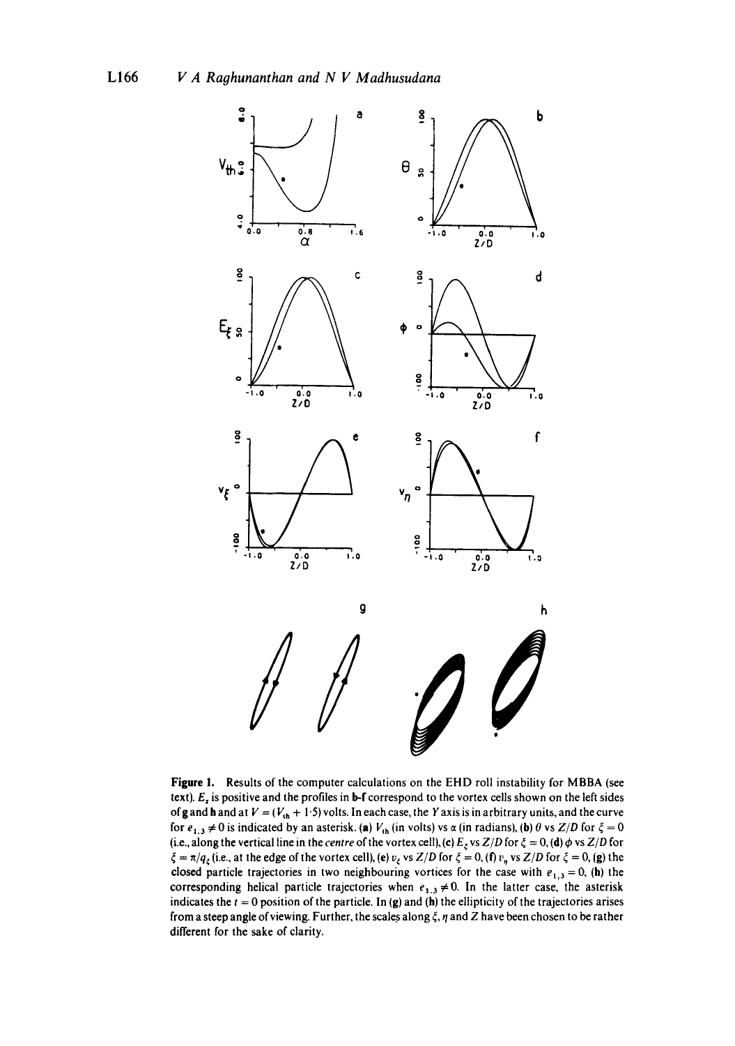**Figure 1.** Results of the computer calculations on the EHD roll instability for MBBA (see text). $E_z$ is positive and the profiles in **b-f** correspond to the vortex cells shown on the left sides of **g** and **h** and at $V = (V_{th} + 1{\cdot}5)$ volts. In each case, the $Y$ axis is in arbitrary units, and the curve for $e_{1,3} \neq 0$ is indicated by an asterisk. (**a**) $V_{th}$ (in volts) vs $\alpha$ (in radians), (**b**) $\theta$ vs $Z/D$ for $\xi = 0$ (i.e., along the vertical line in the *centre* of the vortex cell), (**c**) $E_\xi$ vs $Z/D$ for $\xi = 0$, (**d**) $\phi$ vs $Z/D$ for $\xi = \pi/q_\xi$ (i.e., at the edge of the vortex cell), (**e**) $v_\xi$ vs $Z/D$ for $\xi = 0$, (**f**) $v_\eta$ vs $Z/D$ for $\xi = 0$, (**g**) the closed particle trajectories in two neighbouring vortices for the case with $e_{1,3} = 0$, (**h**) the corresponding helical particle trajectories when $e_{1,3} \neq 0$. In the latter case, the asterisk indicates the $t = 0$ position of the particle. In (**g**) and (**h**) the ellipticity of the trajectories arises from a steep angle of viewing. Further, the scales along $\xi$, $\eta$ and $Z$ have been chosen to be rather different for the sake of clarity.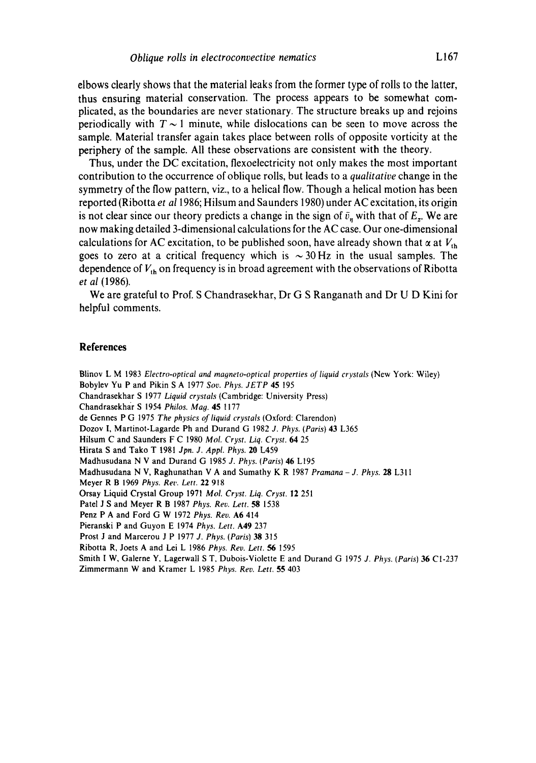elbows clearly shows that the material leaks from the former type of rolls to the latter, thus ensuring material conservation. The process appears to be somewhat complicated, as the boundaries are never stationary. The structure breaks up and rejoins periodically with $T \sim 1$ minute, while dislocations can be seen to move across the sample. Material transfer again takes place between rolls of opposite vorticity at the periphery of the sample. All these observations are consistent with the theory.

Thus, under the DC excitation, flexoelectricity not only makes the most important contribution to the occurrence of oblique rolls, but leads to a *qualitative* change in the symmetry of the flow pattern, viz., to a helical flow. Though a helical motion has been reported (Ribotta *et al* 1986; Hilsum and Saunders 1980) under AC excitation, its origin is not clear since our theory predicts a change in the sign of $\bar{v}_\eta$ with that of $E_z$. We are now making detailed 3-dimensional calculations for the AC case. Our one-dimensional calculations for AC excitation, to be published soon, have already shown that $\alpha$ at $V_{\text{th}}$ goes to zero at a critical frequency which is $\sim 30\,\text{Hz}$ in the usual samples. The dependence of $V_{\text{th}}$ on frequency is in broad agreement with the observations of Ribotta *et al* (1986).

We are grateful to Prof. S Chandrasekhar, Dr G S Ranganath and Dr U D Kini for helpful comments.

## References

Blinov L M 1983 *Electro-optical and magneto-optical properties of liquid crystals* (New York: Wiley)
Bobylev Yu P and Pikin S A 1977 *Sov. Phys. JETP* **45** 195
Chandrasekhar S 1977 *Liquid crystals* (Cambridge: University Press)
Chandrasekhar S 1954 *Philos. Mag.* **45** 1177
de Gennes P G 1975 *The physics of liquid crystals* (Oxford: Clarendon)
Dozov I, Martinot-Lagarde Ph and Durand G 1982 *J. Phys. (Paris)* **43** L365
Hilsum C and Saunders F C 1980 *Mol. Cryst. Liq. Cryst.* **64** 25
Hirata S and Tako T 1981 *Jpn. J. Appl. Phys.* **20** L459
Madhusudana N V and Durand G 1985 *J. Phys. (Paris)* **46** L195
Madhusudana N V, Raghunathan V A and Sumathy K R 1987 *Pramana – J. Phys.* **28** L311
Meyer R B 1969 *Phys. Rev. Lett.* **22** 918
Orsay Liquid Crystal Group 1971 *Mol. Cryst. Liq. Cryst.* **12** 251
Patel J S and Meyer R B 1987 *Phys. Rev. Lett.* **58** 1538
Penz P A and Ford G W 1972 *Phys. Rev.* **A6** 414
Pieranski P and Guyon E 1974 *Phys. Lett.* **A49** 237
Prost J and Marcerou J P 1977 *J. Phys. (Paris)* **38** 315
Ribotta R, Joets A and Lei L 1986 *Phys. Rev. Lett.* **56** 1595
Smith I W, Galerne Y, Lagerwall S T, Dubois-Violette E and Durand G 1975 *J. Phys. (Paris)* **36** C1-237
Zimmermann W and Kramer L 1985 *Phys. Rev. Lett.* **55** 403